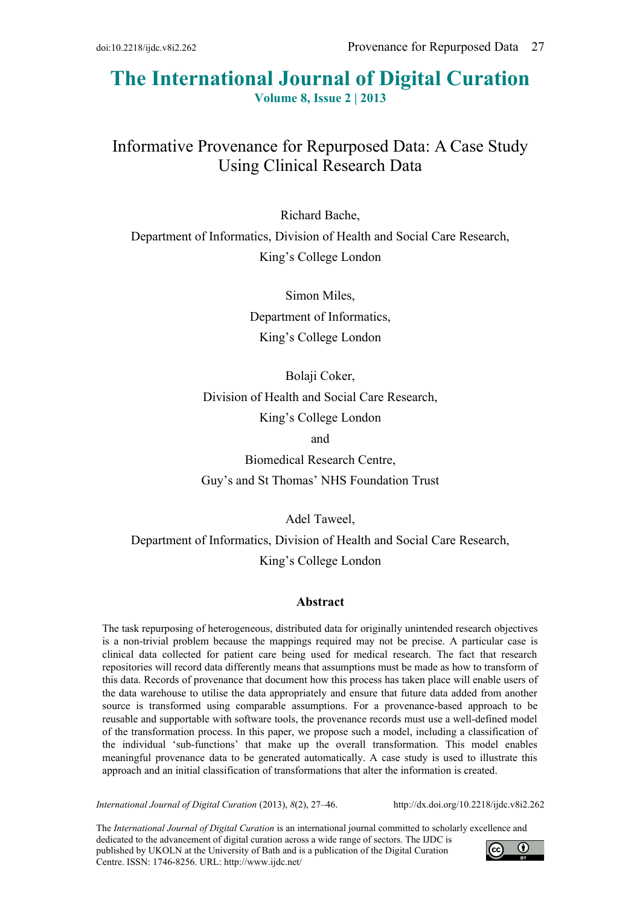# The International Journal of Digital Curation

**Volume 8, Issue 2 | 2013**

## Informative Provenance for Repurposed Data: A Case Study Using Clinical Research Data

Richard Bache,
Department of Informatics, Division of Health and Social Care Research,
King's College London

Simon Miles,
Department of Informatics,
King's College London

Bolaji Coker,
Division of Health and Social Care Research,
King's College London
and
Biomedical Research Centre,
Guy's and St Thomas' NHS Foundation Trust

Adel Taweel,
Department of Informatics, Division of Health and Social Care Research,
King's College London

### Abstract

The task repurposing of heterogeneous, distributed data for originally unintended research objectives is a non-trivial problem because the mappings required may not be precise. A particular case is clinical data collected for patient care being used for medical research. The fact that research repositories will record data differently means that assumptions must be made as how to transform of this data. Records of provenance that document how this process has taken place will enable users of the data warehouse to utilise the data appropriately and ensure that future data added from another source is transformed using comparable assumptions. For a provenance-based approach to be reusable and supportable with software tools, the provenance records must use a well-defined model of the transformation process. In this paper, we propose such a model, including a classification of the individual 'sub-functions' that make up the overall transformation. This model enables meaningful provenance data to be generated automatically. A case study is used to illustrate this approach and an initial classification of transformations that alter the information is created.

*International Journal of Digital Curation* (2013), *8*(2), 27–46. http://dx.doi.org/10.2218/ijdc.v8i2.262

The *International Journal of Digital Curation* is an international journal committed to scholarly excellence and dedicated to the advancement of digital curation across a wide range of sectors. The IJDC is published by UKOLN at the University of Bath and is a publication of the Digital Curation Centre. ISSN: 1746-8256. URL: http://www.ijdc.net/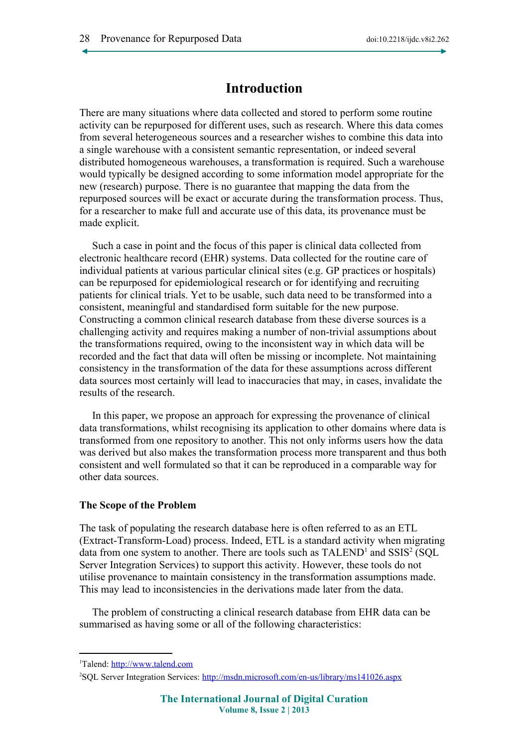# Introduction

There are many situations where data collected and stored to perform some routine activity can be repurposed for different uses, such as research. Where this data comes from several heterogeneous sources and a researcher wishes to combine this data into a single warehouse with a consistent semantic representation, or indeed several distributed homogeneous warehouses, a transformation is required. Such a warehouse would typically be designed according to some information model appropriate for the new (research) purpose. There is no guarantee that mapping the data from the repurposed sources will be exact or accurate during the transformation process. Thus, for a researcher to make full and accurate use of this data, its provenance must be made explicit.

Such a case in point and the focus of this paper is clinical data collected from electronic healthcare record (EHR) systems. Data collected for the routine care of individual patients at various particular clinical sites (e.g. GP practices or hospitals) can be repurposed for epidemiological research or for identifying and recruiting patients for clinical trials. Yet to be usable, such data need to be transformed into a consistent, meaningful and standardised form suitable for the new purpose. Constructing a common clinical research database from these diverse sources is a challenging activity and requires making a number of non-trivial assumptions about the transformations required, owing to the inconsistent way in which data will be recorded and the fact that data will often be missing or incomplete. Not maintaining consistency in the transformation of the data for these assumptions across different data sources most certainly will lead to inaccuracies that may, in cases, invalidate the results of the research.

In this paper, we propose an approach for expressing the provenance of clinical data transformations, whilst recognising its application to other domains where data is transformed from one repository to another. This not only informs users how the data was derived but also makes the transformation process more transparent and thus both consistent and well formulated so that it can be reproduced in a comparable way for other data sources.

### The Scope of the Problem

The task of populating the research database here is often referred to as an ETL (Extract-Transform-Load) process. Indeed, ETL is a standard activity when migrating data from one system to another. There are tools such as TALEND[1] and SSIS[2] (SQL Server Integration Services) to support this activity. However, these tools do not utilise provenance to maintain consistency in the transformation assumptions made. This may lead to inconsistencies in the derivations made later from the data.

The problem of constructing a clinical research database from EHR data can be summarised as having some or all of the following characteristics:

---

[1]Talend: http://www.talend.com

[2]SQL Server Integration Services: http://msdn.microsoft.com/en-us/library/ms141026.aspx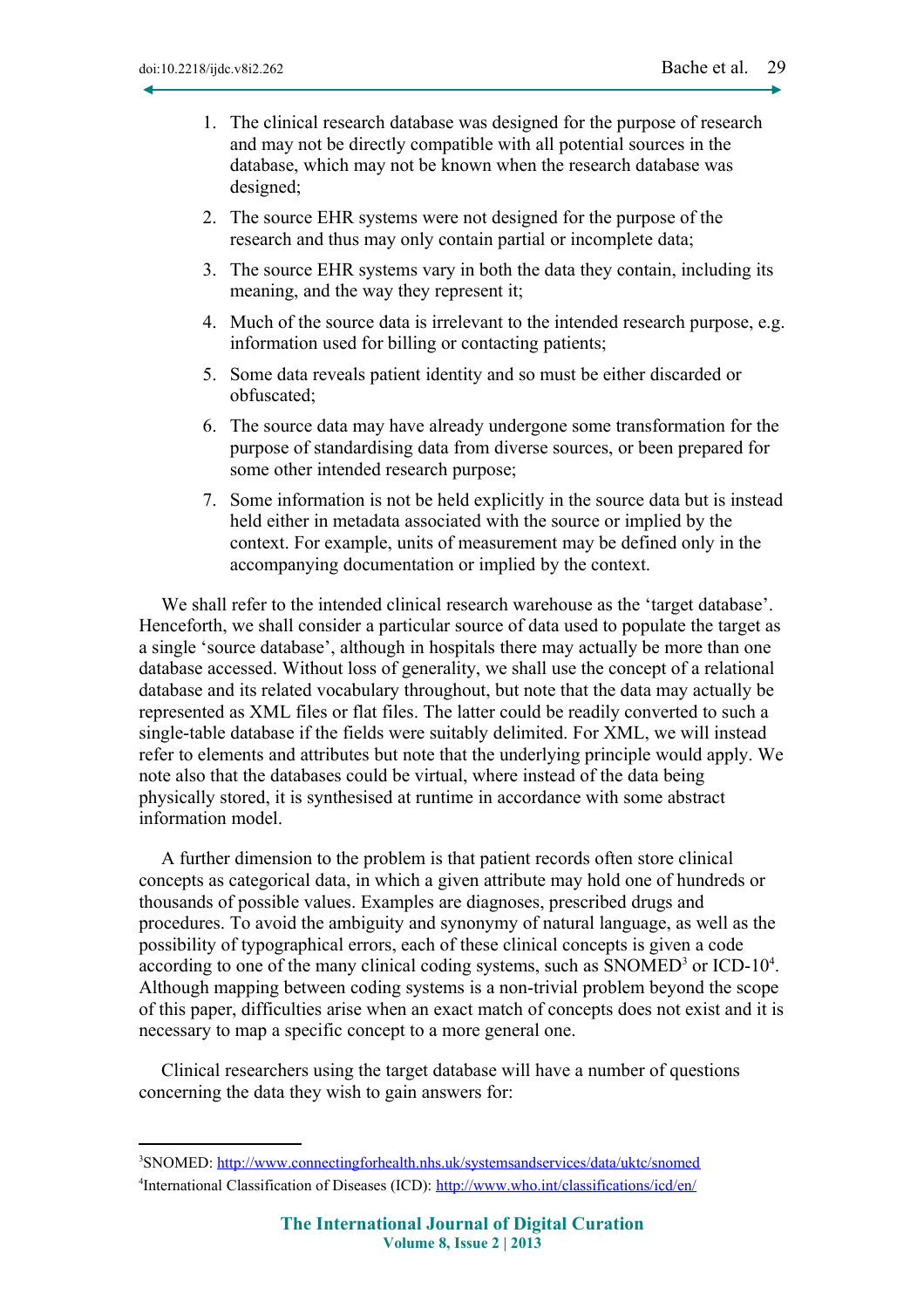1. The clinical research database was designed for the purpose of research and may not be directly compatible with all potential sources in the database, which may not be known when the research database was designed;
2. The source EHR systems were not designed for the purpose of the research and thus may only contain partial or incomplete data;
3. The source EHR systems vary in both the data they contain, including its meaning, and the way they represent it;
4. Much of the source data is irrelevant to the intended research purpose, e.g. information used for billing or contacting patients;
5. Some data reveals patient identity and so must be either discarded or obfuscated;
6. The source data may have already undergone some transformation for the purpose of standardising data from diverse sources, or been prepared for some other intended research purpose;
7. Some information is not be held explicitly in the source data but is instead held either in metadata associated with the source or implied by the context. For example, units of measurement may be defined only in the accompanying documentation or implied by the context.

We shall refer to the intended clinical research warehouse as the 'target database'. Henceforth, we shall consider a particular source of data used to populate the target as a single 'source database', although in hospitals there may actually be more than one database accessed. Without loss of generality, we shall use the concept of a relational database and its related vocabulary throughout, but note that the data may actually be represented as XML files or flat files. The latter could be readily converted to such a single-table database if the fields were suitably delimited. For XML, we will instead refer to elements and attributes but note that the underlying principle would apply. We note also that the databases could be virtual, where instead of the data being physically stored, it is synthesised at runtime in accordance with some abstract information model.

A further dimension to the problem is that patient records often store clinical concepts as categorical data, in which a given attribute may hold one of hundreds or thousands of possible values. Examples are diagnoses, prescribed drugs and procedures. To avoid the ambiguity and synonymy of natural language, as well as the possibility of typographical errors, each of these clinical concepts is given a code according to one of the many clinical coding systems, such as SNOMED[3] or ICD-10[4]. Although mapping between coding systems is a non-trivial problem beyond the scope of this paper, difficulties arise when an exact match of concepts does not exist and it is necessary to map a specific concept to a more general one.

Clinical researchers using the target database will have a number of questions concerning the data they wish to gain answers for:

---

[3]SNOMED: http://www.connectingforhealth.nhs.uk/systemsandservices/data/uktc/snomed

[4]International Classification of Diseases (ICD): http://www.who.int/classifications/icd/en/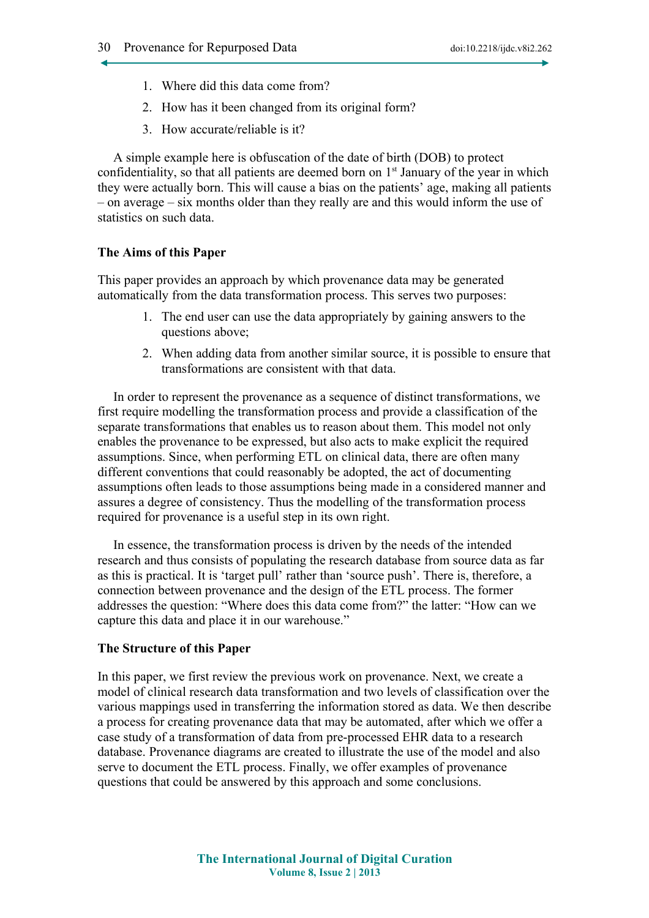1. Where did this data come from?
2. How has it been changed from its original form?
3. How accurate/reliable is it?

A simple example here is obfuscation of the date of birth (DOB) to protect confidentiality, so that all patients are deemed born on 1st January of the year in which they were actually born. This will cause a bias on the patients' age, making all patients – on average – six months older than they really are and this would inform the use of statistics on such data.

### The Aims of this Paper

This paper provides an approach by which provenance data may be generated automatically from the data transformation process. This serves two purposes:

1. The end user can use the data appropriately by gaining answers to the questions above;
2. When adding data from another similar source, it is possible to ensure that transformations are consistent with that data.

In order to represent the provenance as a sequence of distinct transformations, we first require modelling the transformation process and provide a classification of the separate transformations that enables us to reason about them. This model not only enables the provenance to be expressed, but also acts to make explicit the required assumptions. Since, when performing ETL on clinical data, there are often many different conventions that could reasonably be adopted, the act of documenting assumptions often leads to those assumptions being made in a considered manner and assures a degree of consistency. Thus the modelling of the transformation process required for provenance is a useful step in its own right.

In essence, the transformation process is driven by the needs of the intended research and thus consists of populating the research database from source data as far as this is practical. It is 'target pull' rather than 'source push'. There is, therefore, a connection between provenance and the design of the ETL process. The former addresses the question: "Where does this data come from?" the latter: "How can we capture this data and place it in our warehouse."

### The Structure of this Paper

In this paper, we first review the previous work on provenance. Next, we create a model of clinical research data transformation and two levels of classification over the various mappings used in transferring the information stored as data. We then describe a process for creating provenance data that may be automated, after which we offer a case study of a transformation of data from pre-processed EHR data to a research database. Provenance diagrams are created to illustrate the use of the model and also serve to document the ETL process. Finally, we offer examples of provenance questions that could be answered by this approach and some conclusions.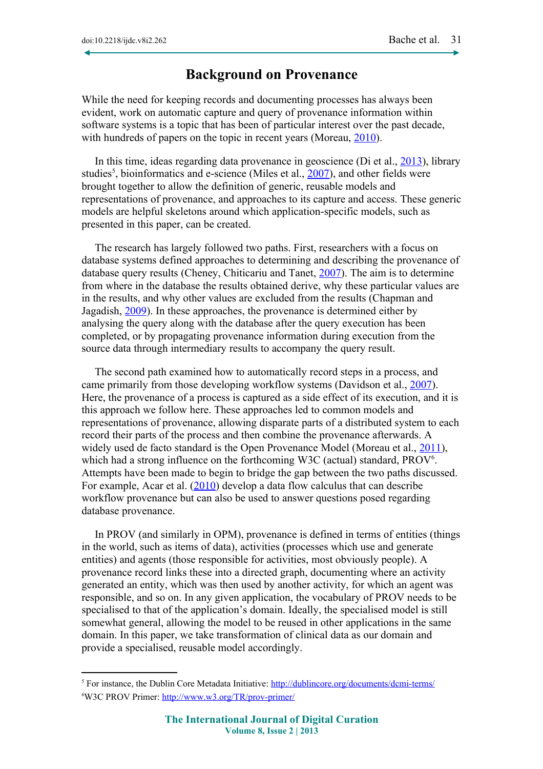# Background on Provenance

While the need for keeping records and documenting processes has always been evident, work on automatic capture and query of provenance information within software systems is a topic that has been of particular interest over the past decade, with hundreds of papers on the topic in recent years (Moreau, 2010).

In this time, ideas regarding data provenance in geoscience (Di et al., 2013), library studies[5], bioinformatics and e-science (Miles et al., 2007), and other fields were brought together to allow the definition of generic, reusable models and representations of provenance, and approaches to its capture and access. These generic models are helpful skeletons around which application-specific models, such as presented in this paper, can be created.

The research has largely followed two paths. First, researchers with a focus on database systems defined approaches to determining and describing the provenance of database query results (Cheney, Chiticariu and Tanet, 2007). The aim is to determine from where in the database the results obtained derive, why these particular values are in the results, and why other values are excluded from the results (Chapman and Jagadish, 2009). In these approaches, the provenance is determined either by analysing the query along with the database after the query execution has been completed, or by propagating provenance information during execution from the source data through intermediary results to accompany the query result.

The second path examined how to automatically record steps in a process, and came primarily from those developing workflow systems (Davidson et al., 2007). Here, the provenance of a process is captured as a side effect of its execution, and it is this approach we follow here. These approaches led to common models and representations of provenance, allowing disparate parts of a distributed system to each record their parts of the process and then combine the provenance afterwards. A widely used de facto standard is the Open Provenance Model (Moreau et al., 2011), which had a strong influence on the forthcoming W3C (actual) standard, PROV[6]. Attempts have been made to begin to bridge the gap between the two paths discussed. For example, Acar et al. (2010) develop a data flow calculus that can describe workflow provenance but can also be used to answer questions posed regarding database provenance.

In PROV (and similarly in OPM), provenance is defined in terms of entities (things in the world, such as items of data), activities (processes which use and generate entities) and agents (those responsible for activities, most obviously people). A provenance record links these into a directed graph, documenting where an activity generated an entity, which was then used by another activity, for which an agent was responsible, and so on. In any given application, the vocabulary of PROV needs to be specialised to that of the application's domain. Ideally, the specialised model is still somewhat general, allowing the model to be reused in other applications in the same domain. In this paper, we take transformation of clinical data as our domain and provide a specialised, reusable model accordingly.

---

[5] For instance, the Dublin Core Metadata Initiative: http://dublincore.org/documents/dcmi-terms/

[6] W3C PROV Primer: http://www.w3.org/TR/prov-primer/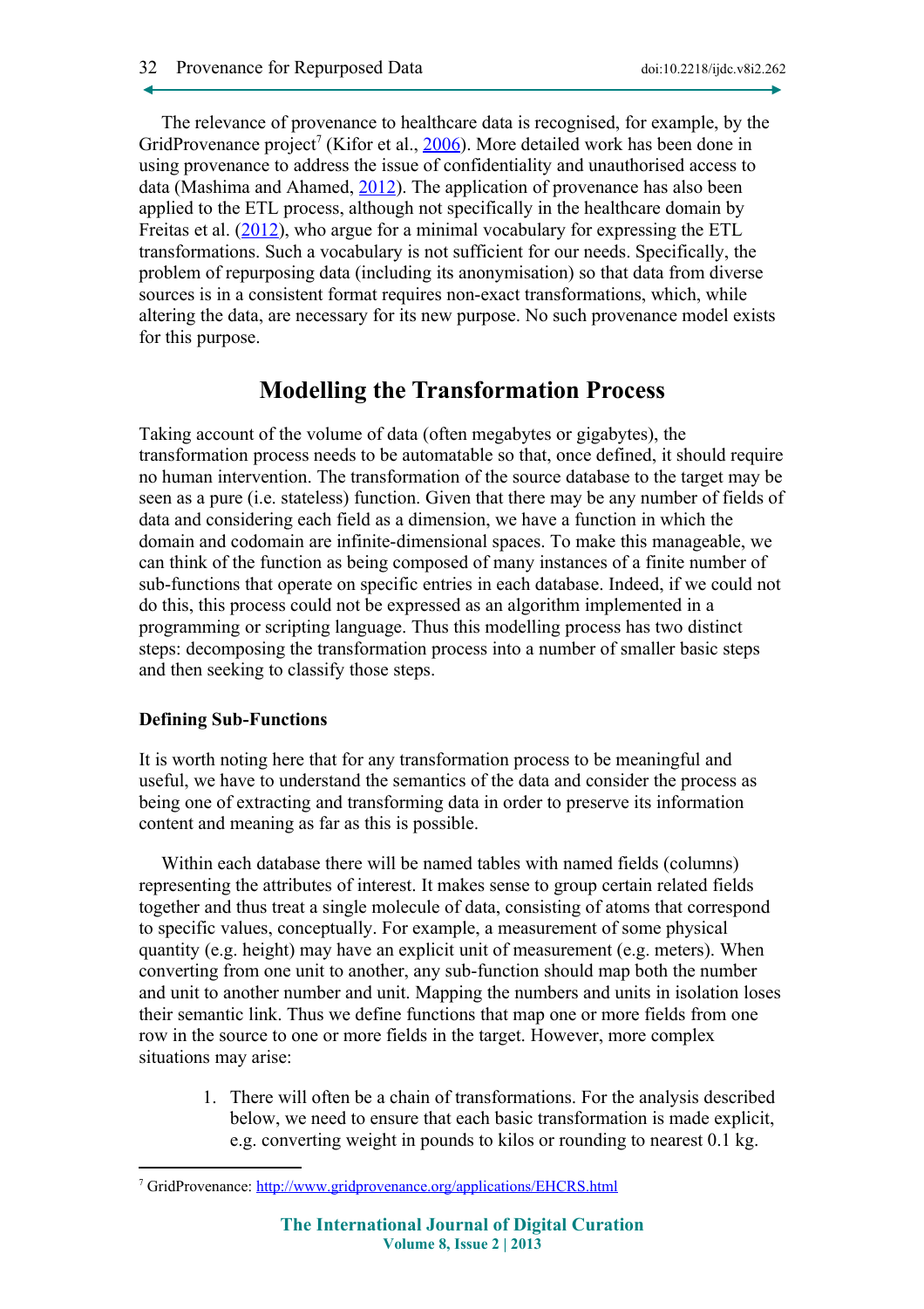The relevance of provenance to healthcare data is recognised, for example, by the GridProvenance project[7] (Kifor et al., 2006). More detailed work has been done in using provenance to address the issue of confidentiality and unauthorised access to data (Mashima and Ahamed, 2012). The application of provenance has also been applied to the ETL process, although not specifically in the healthcare domain by Freitas et al. (2012), who argue for a minimal vocabulary for expressing the ETL transformations. Such a vocabulary is not sufficient for our needs. Specifically, the problem of repurposing data (including its anonymisation) so that data from diverse sources is in a consistent format requires non-exact transformations, which, while altering the data, are necessary for its new purpose. No such provenance model exists for this purpose.

## Modelling the Transformation Process

Taking account of the volume of data (often megabytes or gigabytes), the transformation process needs to be automatable so that, once defined, it should require no human intervention. The transformation of the source database to the target may be seen as a pure (i.e. stateless) function. Given that there may be any number of fields of data and considering each field as a dimension, we have a function in which the domain and codomain are infinite-dimensional spaces. To make this manageable, we can think of the function as being composed of many instances of a finite number of sub-functions that operate on specific entries in each database. Indeed, if we could not do this, this process could not be expressed as an algorithm implemented in a programming or scripting language. Thus this modelling process has two distinct steps: decomposing the transformation process into a number of smaller basic steps and then seeking to classify those steps.

### Defining Sub-Functions

It is worth noting here that for any transformation process to be meaningful and useful, we have to understand the semantics of the data and consider the process as being one of extracting and transforming data in order to preserve its information content and meaning as far as this is possible.

Within each database there will be named tables with named fields (columns) representing the attributes of interest. It makes sense to group certain related fields together and thus treat a single molecule of data, consisting of atoms that correspond to specific values, conceptually. For example, a measurement of some physical quantity (e.g. height) may have an explicit unit of measurement (e.g. meters). When converting from one unit to another, any sub-function should map both the number and unit to another number and unit. Mapping the numbers and units in isolation loses their semantic link. Thus we define functions that map one or more fields from one row in the source to one or more fields in the target. However, more complex situations may arise:

1. There will often be a chain of transformations. For the analysis described below, we need to ensure that each basic transformation is made explicit, e.g. converting weight in pounds to kilos or rounding to nearest 0.1 kg.

[7] GridProvenance: http://www.gridprovenance.org/applications/EHCRS.html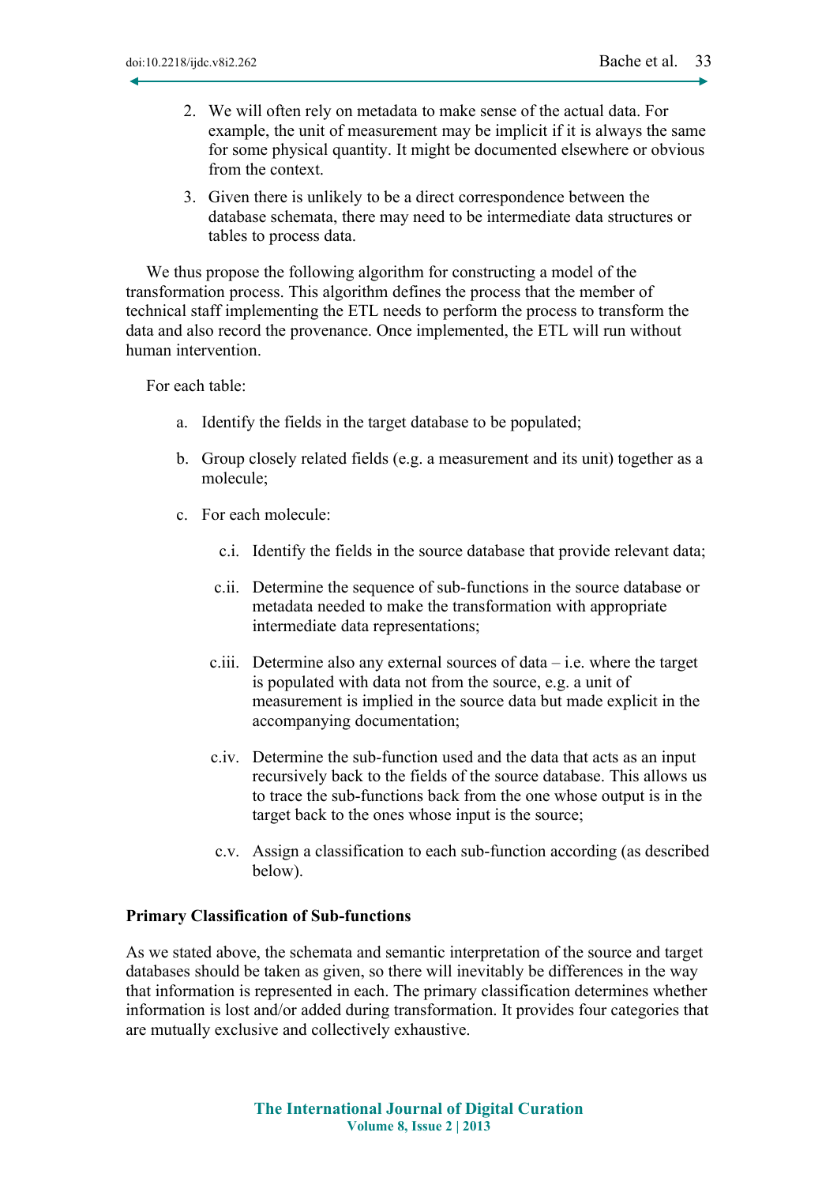2. We will often rely on metadata to make sense of the actual data. For example, the unit of measurement may be implicit if it is always the same for some physical quantity. It might be documented elsewhere or obvious from the context.
3. Given there is unlikely to be a direct correspondence between the database schemata, there may need to be intermediate data structures or tables to process data.

We thus propose the following algorithm for constructing a model of the transformation process. This algorithm defines the process that the member of technical staff implementing the ETL needs to perform the process to transform the data and also record the provenance. Once implemented, the ETL will run without human intervention.

For each table:

a. Identify the fields in the target database to be populated;

b. Group closely related fields (e.g. a measurement and its unit) together as a molecule;

c. For each molecule:

  c.i. Identify the fields in the source database that provide relevant data;

  c.ii. Determine the sequence of sub-functions in the source database or metadata needed to make the transformation with appropriate intermediate data representations;

  c.iii. Determine also any external sources of data – i.e. where the target is populated with data not from the source, e.g. a unit of measurement is implied in the source data but made explicit in the accompanying documentation;

  c.iv. Determine the sub-function used and the data that acts as an input recursively back to the fields of the source database. This allows us to trace the sub-functions back from the one whose output is in the target back to the ones whose input is the source;

  c.v. Assign a classification to each sub-function according (as described below).

### Primary Classification of Sub-functions

As we stated above, the schemata and semantic interpretation of the source and target databases should be taken as given, so there will inevitably be differences in the way that information is represented in each. The primary classification determines whether information is lost and/or added during transformation. It provides four categories that are mutually exclusive and collectively exhaustive.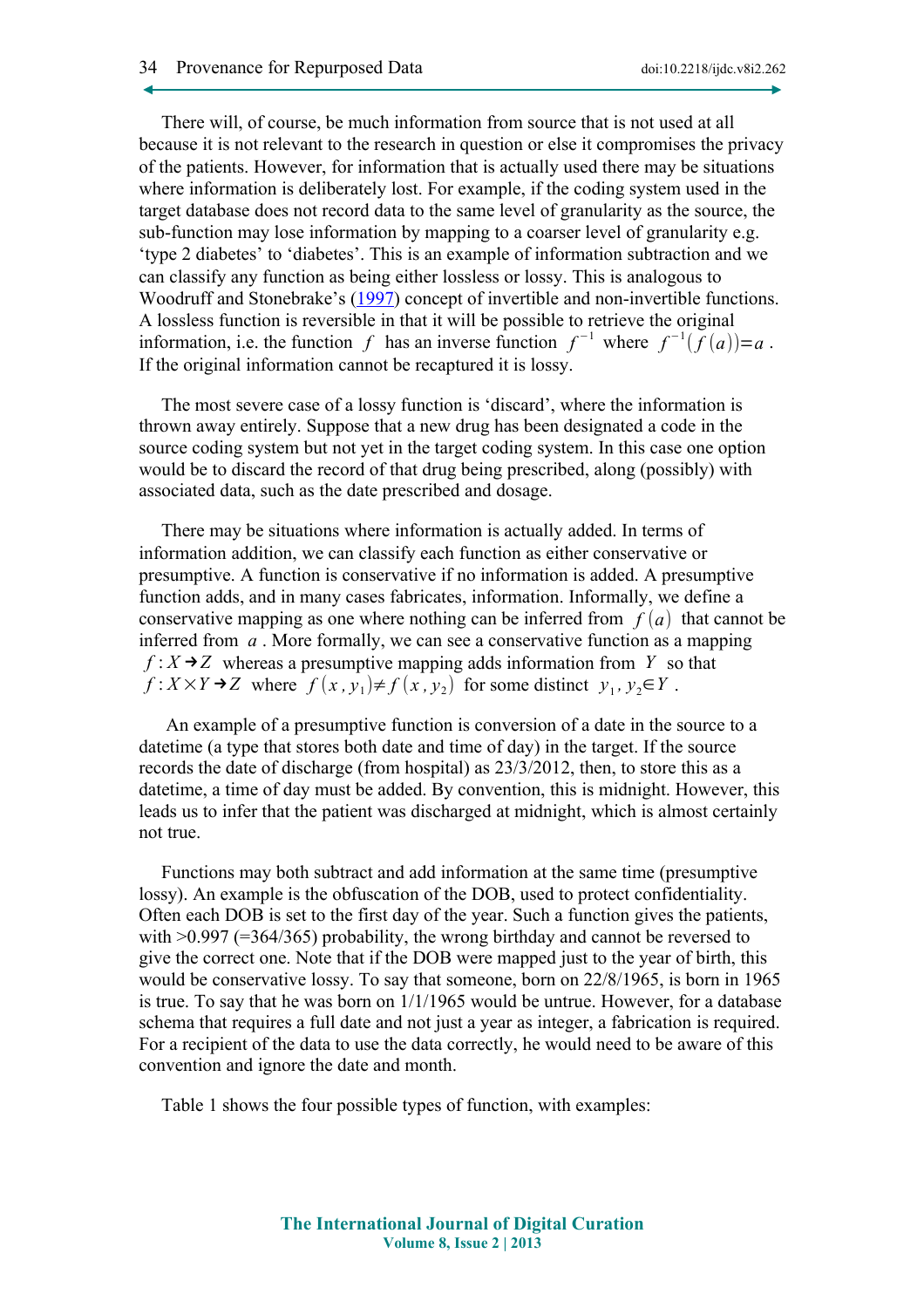There will, of course, be much information from source that is not used at all because it is not relevant to the research in question or else it compromises the privacy of the patients. However, for information that is actually used there may be situations where information is deliberately lost. For example, if the coding system used in the target database does not record data to the same level of granularity as the source, the sub-function may lose information by mapping to a coarser level of granularity e.g. 'type 2 diabetes' to 'diabetes'. This is an example of information subtraction and we can classify any function as being either lossless or lossy. This is analogous to Woodruff and Stonebrake's (1997) concept of invertible and non-invertible functions. A lossless function is reversible in that it will be possible to retrieve the original information, i.e. the function $f$ has an inverse function $f^{-1}$ where $f^{-1}(f(a))=a$. If the original information cannot be recaptured it is lossy.

The most severe case of a lossy function is 'discard', where the information is thrown away entirely. Suppose that a new drug has been designated a code in the source coding system but not yet in the target coding system. In this case one option would be to discard the record of that drug being prescribed, along (possibly) with associated data, such as the date prescribed and dosage.

There may be situations where information is actually added. In terms of information addition, we can classify each function as either conservative or presumptive. A function is conservative if no information is added. A presumptive function adds, and in many cases fabricates, information. Informally, we define a conservative mapping as one where nothing can be inferred from $f(a)$ that cannot be inferred from $a$. More formally, we can see a conservative function as a mapping $f: X \rightarrow Z$ whereas a presumptive mapping adds information from $Y$ so that $f: X \times Y \rightarrow Z$ where $f(x, y_1) \neq f(x, y_2)$ for some distinct $y_1, y_2 \in Y$.

An example of a presumptive function is conversion of a date in the source to a datetime (a type that stores both date and time of day) in the target. If the source records the date of discharge (from hospital) as 23/3/2012, then, to store this as a datetime, a time of day must be added. By convention, this is midnight. However, this leads us to infer that the patient was discharged at midnight, which is almost certainly not true.

Functions may both subtract and add information at the same time (presumptive lossy). An example is the obfuscation of the DOB, used to protect confidentiality. Often each DOB is set to the first day of the year. Such a function gives the patients, with >0.997 (=364/365) probability, the wrong birthday and cannot be reversed to give the correct one. Note that if the DOB were mapped just to the year of birth, this would be conservative lossy. To say that someone, born on 22/8/1965, is born in 1965 is true. To say that he was born on 1/1/1965 would be untrue. However, for a database schema that requires a full date and not just a year as integer, a fabrication is required. For a recipient of the data to use the data correctly, he would need to be aware of this convention and ignore the date and month.

Table 1 shows the four possible types of function, with examples: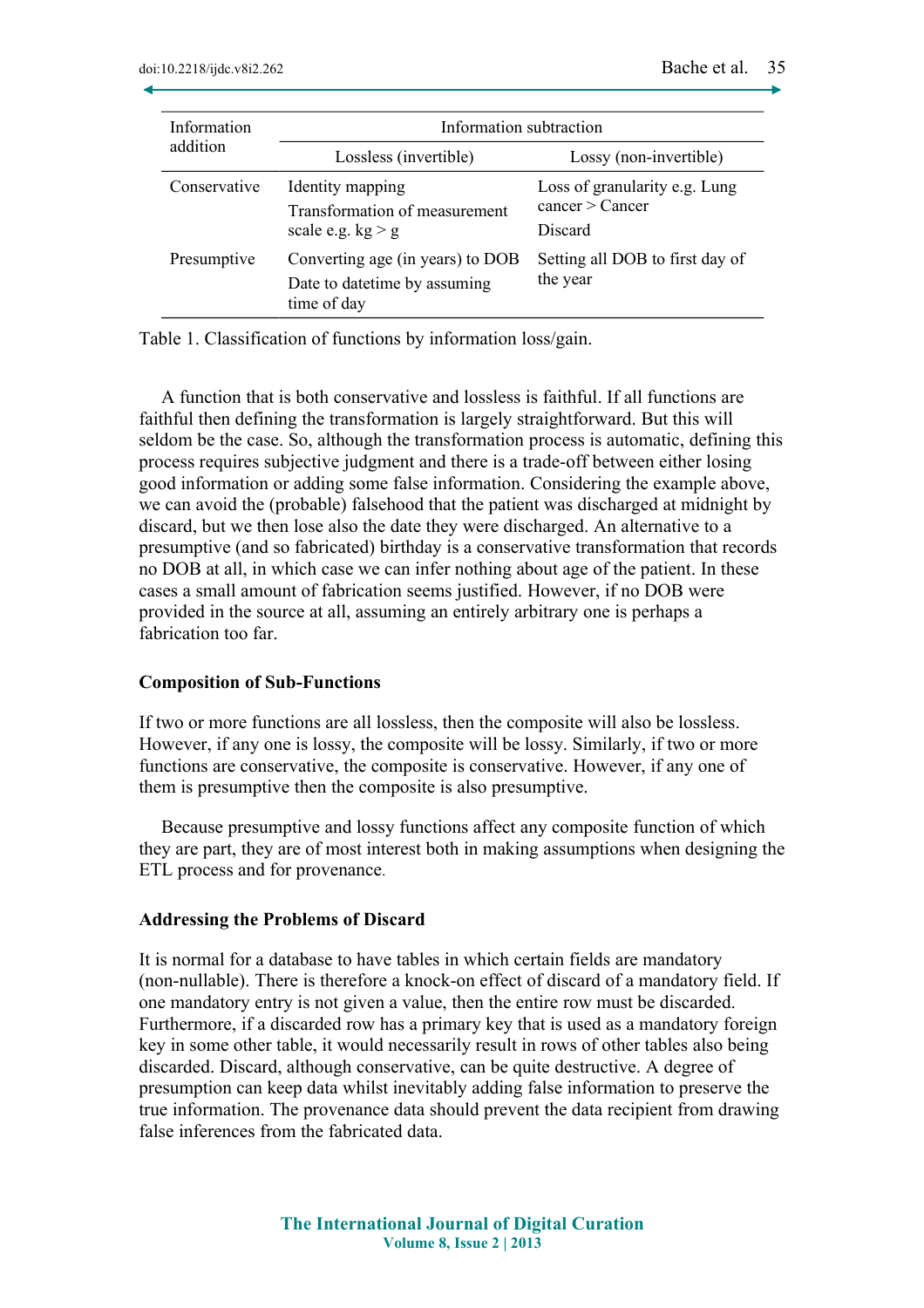| Information addition | Information subtraction | |
|---|---|---|
| | Lossless (invertible) | Lossy (non-invertible) |
| Conservative | Identity mapping<br>Transformation of measurement scale e.g. kg > g | Loss of granularity e.g. Lung cancer > Cancer<br>Discard |
| Presumptive | Converting age (in years) to DOB<br>Date to datetime by assuming time of day | Setting all DOB to first day of the year |

Table 1. Classification of functions by information loss/gain.

A function that is both conservative and lossless is faithful. If all functions are faithful then defining the transformation is largely straightforward. But this will seldom be the case. So, although the transformation process is automatic, defining this process requires subjective judgment and there is a trade-off between either losing good information or adding some false information. Considering the example above, we can avoid the (probable) falsehood that the patient was discharged at midnight by discard, but we then lose also the date they were discharged. An alternative to a presumptive (and so fabricated) birthday is a conservative transformation that records no DOB at all, in which case we can infer nothing about age of the patient. In these cases a small amount of fabrication seems justified. However, if no DOB were provided in the source at all, assuming an entirely arbitrary one is perhaps a fabrication too far.

### Composition of Sub-Functions

If two or more functions are all lossless, then the composite will also be lossless. However, if any one is lossy, the composite will be lossy. Similarly, if two or more functions are conservative, the composite is conservative. However, if any one of them is presumptive then the composite is also presumptive.

Because presumptive and lossy functions affect any composite function of which they are part, they are of most interest both in making assumptions when designing the ETL process and for provenance.

### Addressing the Problems of Discard

It is normal for a database to have tables in which certain fields are mandatory (non-nullable). There is therefore a knock-on effect of discard of a mandatory field. If one mandatory entry is not given a value, then the entire row must be discarded. Furthermore, if a discarded row has a primary key that is used as a mandatory foreign key in some other table, it would necessarily result in rows of other tables also being discarded. Discard, although conservative, can be quite destructive. A degree of presumption can keep data whilst inevitably adding false information to preserve the true information. The provenance data should prevent the data recipient from drawing false inferences from the fabricated data.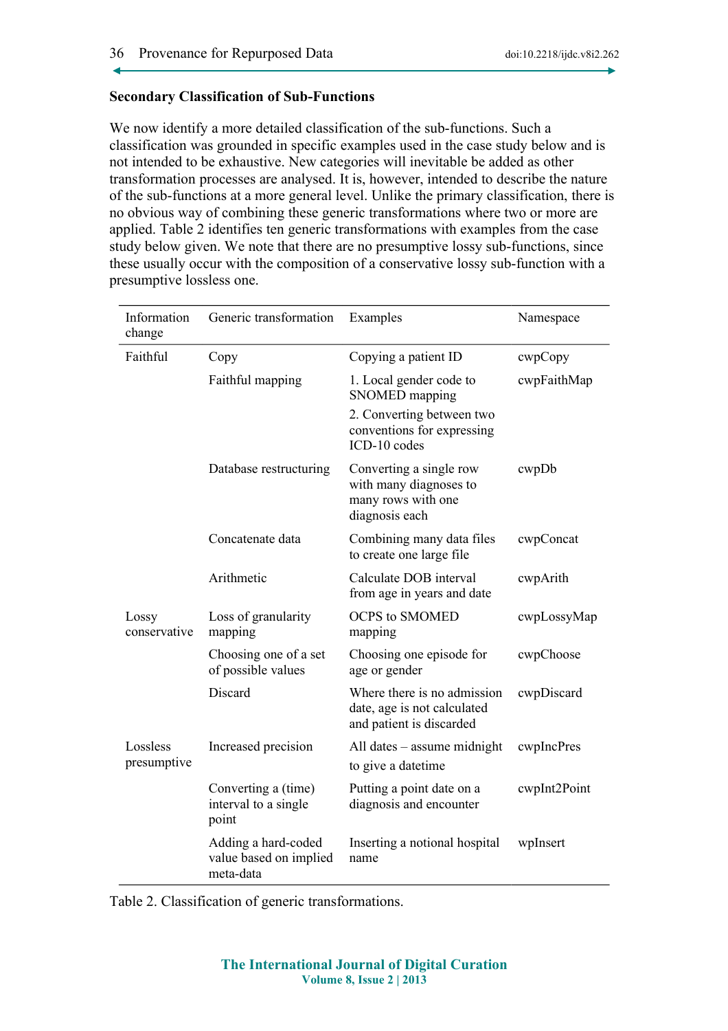### Secondary Classification of Sub-Functions

We now identify a more detailed classification of the sub-functions. Such a classification was grounded in specific examples used in the case study below and is not intended to be exhaustive. New categories will inevitable be added as other transformation processes are analysed. It is, however, intended to describe the nature of the sub-functions at a more general level. Unlike the primary classification, there is no obvious way of combining these generic transformations where two or more are applied. Table 2 identifies ten generic transformations with examples from the case study below given. We note that there are no presumptive lossy sub-functions, since these usually occur with the composition of a conservative lossy sub-function with a presumptive lossless one.

| Information change | Generic transformation | Examples | Namespace |
|---|---|---|---|
| Faithful | Copy | Copying a patient ID | cwpCopy |
| | Faithful mapping | 1. Local gender code to SNOMED mapping<br>2. Converting between two conventions for expressing ICD-10 codes | cwpFaithMap |
| | Database restructuring | Converting a single row with many diagnoses to many rows with one diagnosis each | cwpDb |
| | Concatenate data | Combining many data files to create one large file | cwpConcat |
| | Arithmetic | Calculate DOB interval from age in years and date | cwpArith |
| Lossy conservative | Loss of granularity mapping | OCPS to SMOMED mapping | cwpLossyMap |
| | Choosing one of a set of possible values | Choosing one episode for age or gender | cwpChoose |
| | Discard | Where there is no admission date, age is not calculated and patient is discarded | cwpDiscard |
| Lossless presumptive | Increased precision | All dates – assume midnight to give a datetime | cwpIncPres |
| | Converting a (time) interval to a single point | Putting a point date on a diagnosis and encounter | cwpInt2Point |
| | Adding a hard-coded value based on implied meta-data | Inserting a notional hospital name | wpInsert |

Table 2. Classification of generic transformations.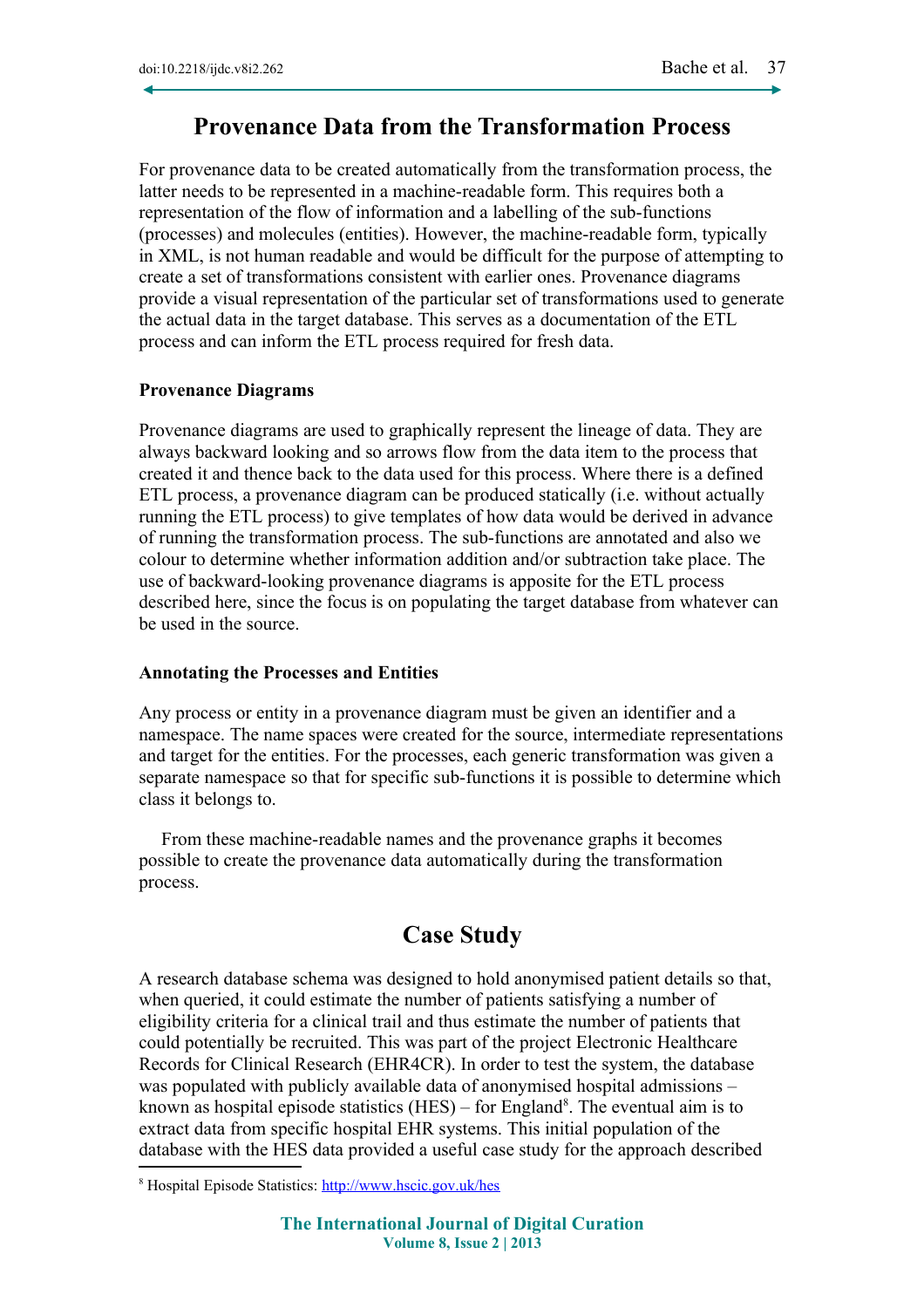## Provenance Data from the Transformation Process

For provenance data to be created automatically from the transformation process, the latter needs to be represented in a machine-readable form. This requires both a representation of the flow of information and a labelling of the sub-functions (processes) and molecules (entities). However, the machine-readable form, typically in XML, is not human readable and would be difficult for the purpose of attempting to create a set of transformations consistent with earlier ones. Provenance diagrams provide a visual representation of the particular set of transformations used to generate the actual data in the target database. This serves as a documentation of the ETL process and can inform the ETL process required for fresh data.

### Provenance Diagrams

Provenance diagrams are used to graphically represent the lineage of data. They are always backward looking and so arrows flow from the data item to the process that created it and thence back to the data used for this process. Where there is a defined ETL process, a provenance diagram can be produced statically (i.e. without actually running the ETL process) to give templates of how data would be derived in advance of running the transformation process. The sub-functions are annotated and also we colour to determine whether information addition and/or subtraction take place. The use of backward-looking provenance diagrams is apposite for the ETL process described here, since the focus is on populating the target database from whatever can be used in the source.

### Annotating the Processes and Entities

Any process or entity in a provenance diagram must be given an identifier and a namespace. The name spaces were created for the source, intermediate representations and target for the entities. For the processes, each generic transformation was given a separate namespace so that for specific sub-functions it is possible to determine which class it belongs to.

From these machine-readable names and the provenance graphs it becomes possible to create the provenance data automatically during the transformation process.

## Case Study

A research database schema was designed to hold anonymised patient details so that, when queried, it could estimate the number of patients satisfying a number of eligibility criteria for a clinical trail and thus estimate the number of patients that could potentially be recruited. This was part of the project Electronic Healthcare Records for Clinical Research (EHR4CR). In order to test the system, the database was populated with publicly available data of anonymised hospital admissions – known as hospital episode statistics (HES) – for England[8]. The eventual aim is to extract data from specific hospital EHR systems. This initial population of the database with the HES data provided a useful case study for the approach described

[8] Hospital Episode Statistics: http://www.hscic.gov.uk/hes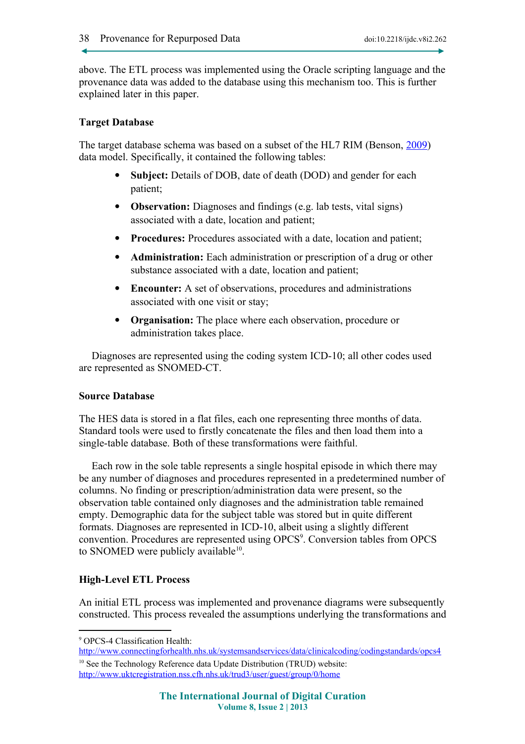above. The ETL process was implemented using the Oracle scripting language and the provenance data was added to the database using this mechanism too. This is further explained later in this paper.

### Target Database

The target database schema was based on a subset of the HL7 RIM (Benson, 2009) data model. Specifically, it contained the following tables:

- **Subject:** Details of DOB, date of death (DOD) and gender for each patient;
- **Observation:** Diagnoses and findings (e.g. lab tests, vital signs) associated with a date, location and patient;
- **Procedures:** Procedures associated with a date, location and patient;
- **Administration:** Each administration or prescription of a drug or other substance associated with a date, location and patient;
- **Encounter:** A set of observations, procedures and administrations associated with one visit or stay;
- **Organisation:** The place where each observation, procedure or administration takes place.

Diagnoses are represented using the coding system ICD-10; all other codes used are represented as SNOMED-CT.

### Source Database

The HES data is stored in a flat files, each one representing three months of data. Standard tools were used to firstly concatenate the files and then load them into a single-table database. Both of these transformations were faithful.

Each row in the sole table represents a single hospital episode in which there may be any number of diagnoses and procedures represented in a predetermined number of columns. No finding or prescription/administration data were present, so the observation table contained only diagnoses and the administration table remained empty. Demographic data for the subject table was stored but in quite different formats. Diagnoses are represented in ICD-10, albeit using a slightly different convention. Procedures are represented using OPCS[9]. Conversion tables from OPCS to SNOMED were publicly available[10].

### High-Level ETL Process

An initial ETL process was implemented and provenance diagrams were subsequently constructed. This process revealed the assumptions underlying the transformations and

---

[9] OPCS-4 Classification Health: http://www.connectingforhealth.nhs.uk/systemsandservices/data/clinicalcoding/codingstandards/opcs4

[10] See the Technology Reference data Update Distribution (TRUD) website: http://www.uktcregistration.nss.cfh.nhs.uk/trud3/user/guest/group/0/home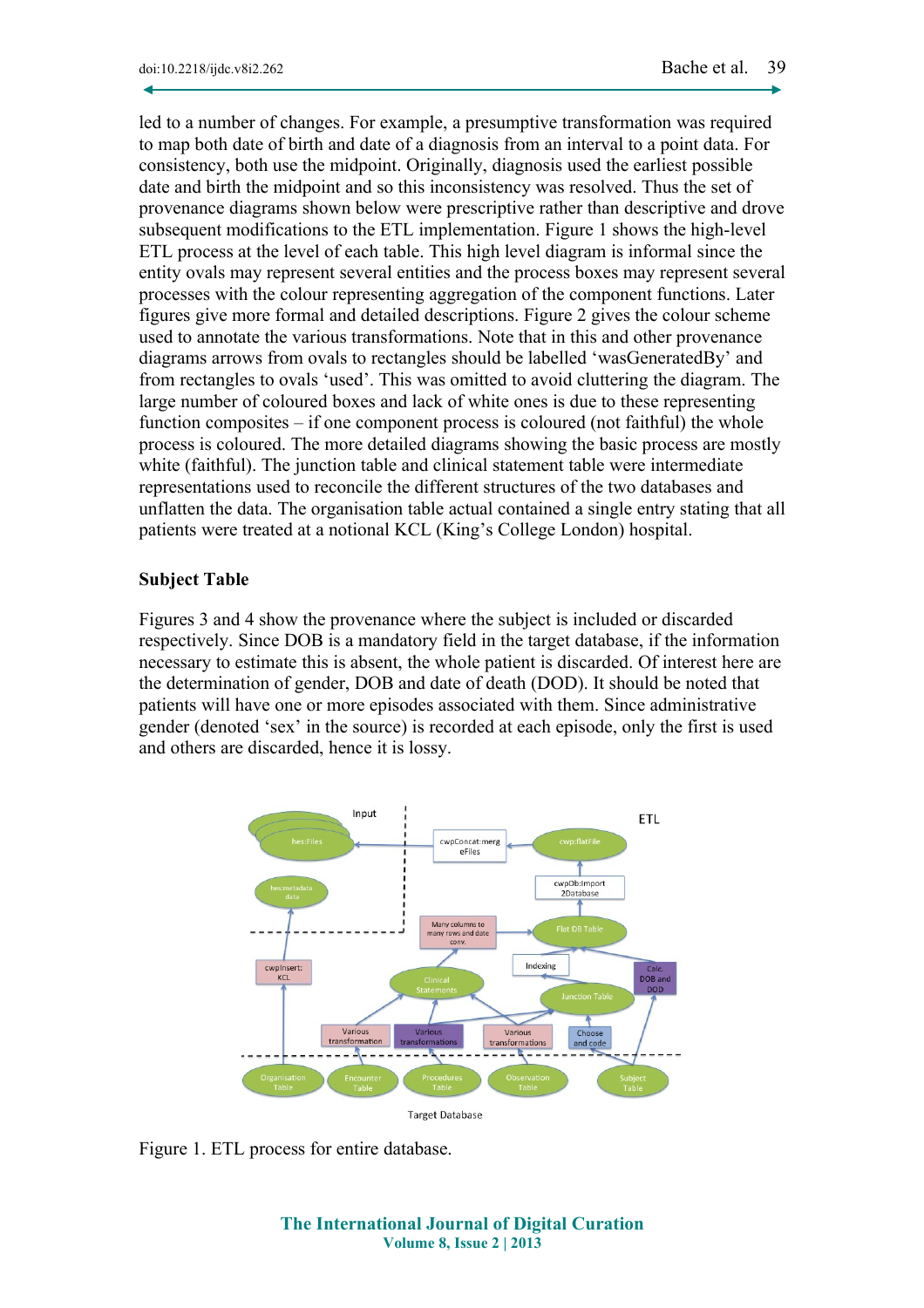led to a number of changes. For example, a presumptive transformation was required to map both date of birth and date of a diagnosis from an interval to a point data. For consistency, both use the midpoint. Originally, diagnosis used the earliest possible date and birth the midpoint and so this inconsistency was resolved. Thus the set of provenance diagrams shown below were prescriptive rather than descriptive and drove subsequent modifications to the ETL implementation. Figure 1 shows the high-level ETL process at the level of each table. This high level diagram is informal since the entity ovals may represent several entities and the process boxes may represent several processes with the colour representing aggregation of the component functions. Later figures give more formal and detailed descriptions. Figure 2 gives the colour scheme used to annotate the various transformations. Note that in this and other provenance diagrams arrows from ovals to rectangles should be labelled 'wasGeneratedBy' and from rectangles to ovals 'used'. This was omitted to avoid cluttering the diagram. The large number of coloured boxes and lack of white ones is due to these representing function composites – if one component process is coloured (not faithful) the whole process is coloured. The more detailed diagrams showing the basic process are mostly white (faithful). The junction table and clinical statement table were intermediate representations used to reconcile the different structures of the two databases and unflatten the data. The organisation table actual contained a single entry stating that all patients were treated at a notional KCL (King's College London) hospital.

**Subject Table**

Figures 3 and 4 show the provenance where the subject is included or discarded respectively. Since DOB is a mandatory field in the target database, if the information necessary to estimate this is absent, the whole patient is discarded. Of interest here are the determination of gender, DOB and date of death (DOD). It should be noted that patients will have one or more episodes associated with them. Since administrative gender (denoted 'sex' in the source) is recorded at each episode, only the first is used and others are discarded, hence it is lossy.

Figure 1. ETL process for entire database.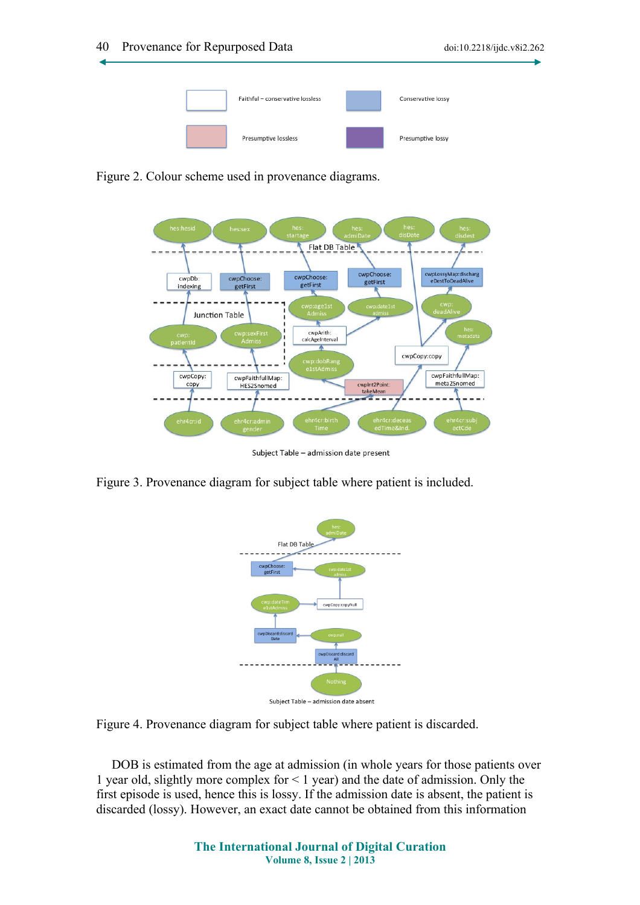Figure 2. Colour scheme used in provenance diagrams.

Figure 3. Provenance diagram for subject table where patient is included.

Figure 4. Provenance diagram for subject table where patient is discarded.

DOB is estimated from the age at admission (in whole years for those patients over 1 year old, slightly more complex for < 1 year) and the date of admission. Only the first episode is used, hence this is lossy. If the admission date is absent, the patient is discarded (lossy). However, an exact date cannot be obtained from this information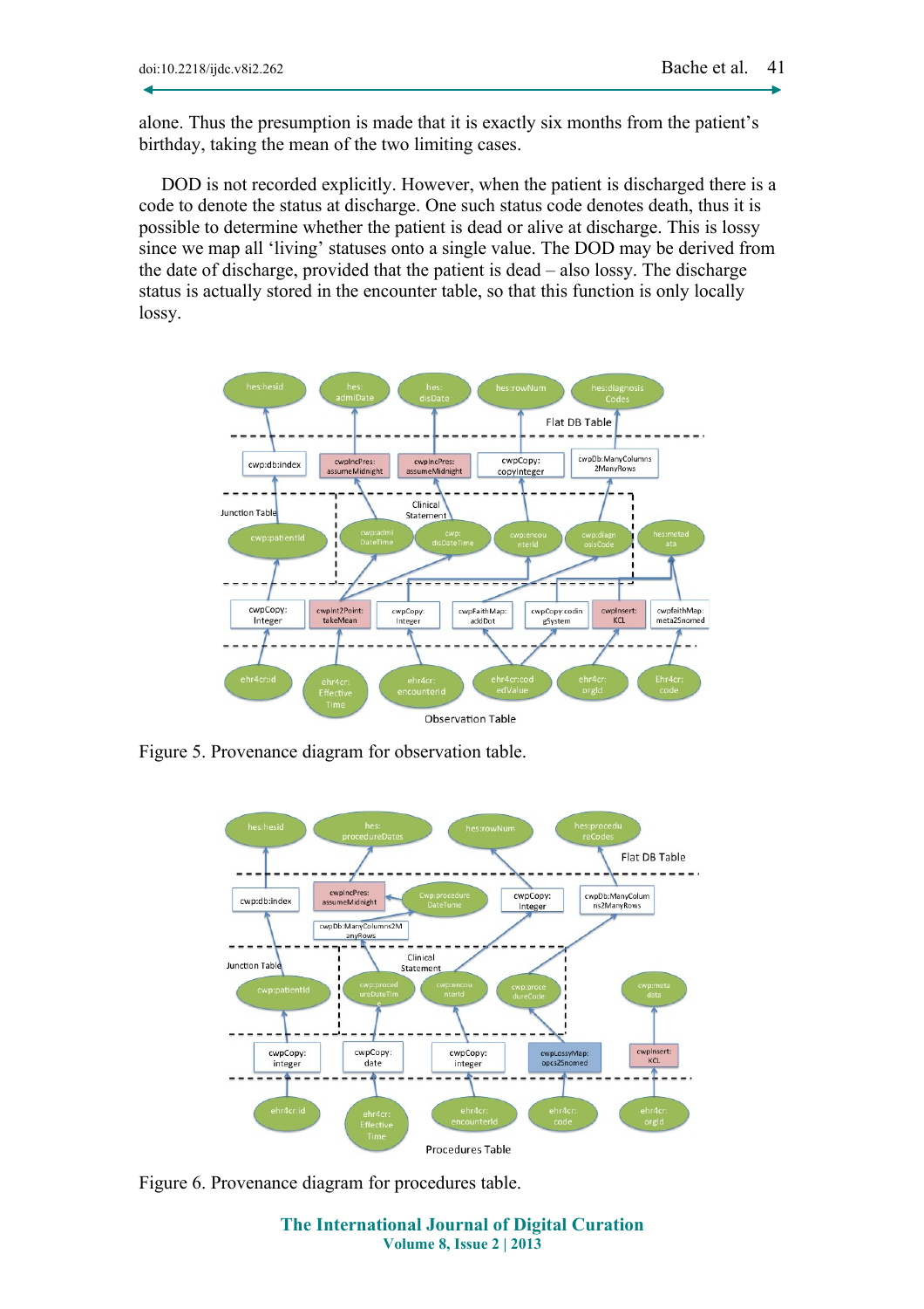alone. Thus the presumption is made that it is exactly six months from the patient's birthday, taking the mean of the two limiting cases.

DOD is not recorded explicitly. However, when the patient is discharged there is a code to denote the status at discharge. One such status code denotes death, thus it is possible to determine whether the patient is dead or alive at discharge. This is lossy since we map all 'living' statuses onto a single value. The DOD may be derived from the date of discharge, provided that the patient is dead – also lossy. The discharge status is actually stored in the encounter table, so that this function is only locally lossy.

Figure 5. Provenance diagram for observation table.

Figure 6. Provenance diagram for procedures table.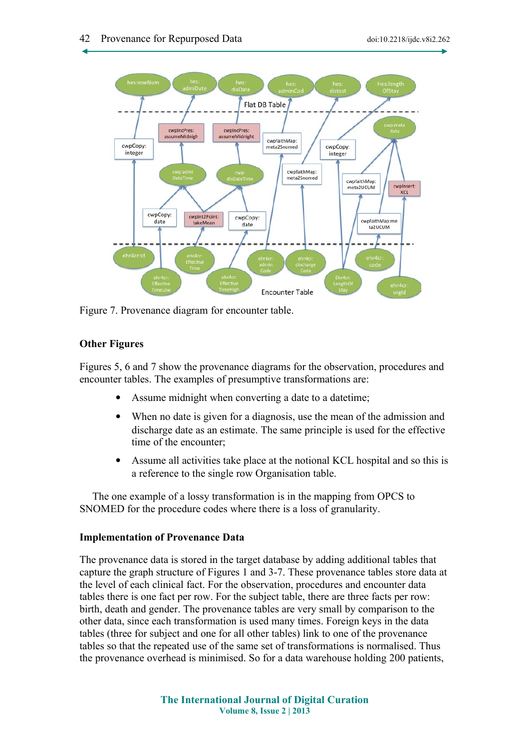Figure 7. Provenance diagram for encounter table.

## Other Figures

Figures 5, 6 and 7 show the provenance diagrams for the observation, procedures and encounter tables. The examples of presumptive transformations are:

- Assume midnight when converting a date to a datetime;
- When no date is given for a diagnosis, use the mean of the admission and discharge date as an estimate. The same principle is used for the effective time of the encounter;
- Assume all activities take place at the notional KCL hospital and so this is a reference to the single row Organisation table.

The one example of a lossy transformation is in the mapping from OPCS to SNOMED for the procedure codes where there is a loss of granularity.

## Implementation of Provenance Data

The provenance data is stored in the target database by adding additional tables that capture the graph structure of Figures 1 and 3-7. These provenance tables store data at the level of each clinical fact. For the observation, procedures and encounter data tables there is one fact per row. For the subject table, there are three facts per row: birth, death and gender. The provenance tables are very small by comparison to the other data, since each transformation is used many times. Foreign keys in the data tables (three for subject and one for all other tables) link to one of the provenance tables so that the repeated use of the same set of transformations is normalised. Thus the provenance overhead is minimised. So for a data warehouse holding 200 patients,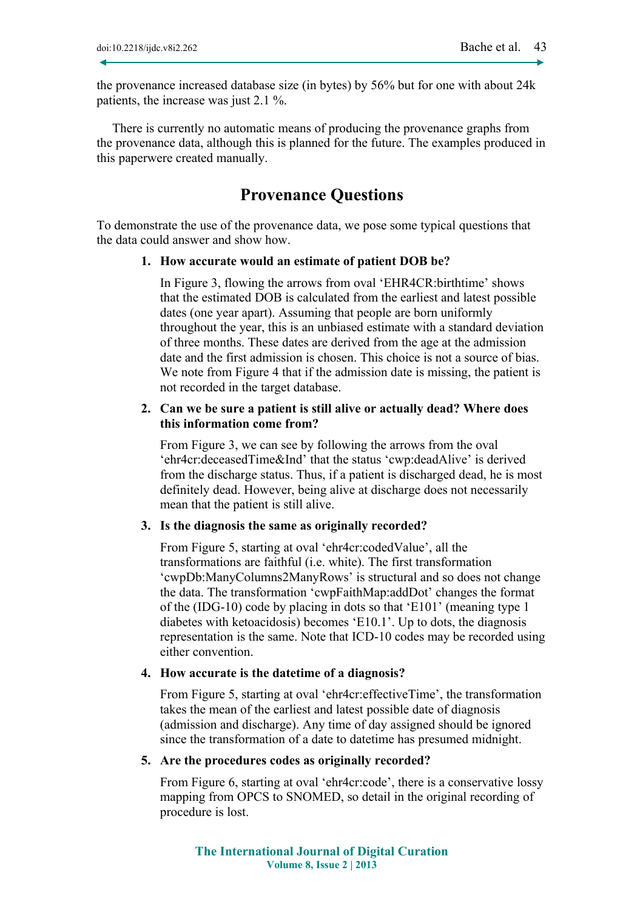the provenance increased database size (in bytes) by 56% but for one with about 24k patients, the increase was just 2.1 %.

There is currently no automatic means of producing the provenance graphs from the provenance data, although this is planned for the future. The examples produced in this paperwere created manually.

## Provenance Questions

To demonstrate the use of the provenance data, we pose some typical questions that the data could answer and show how.

1. **How accurate would an estimate of patient DOB be?**

   In Figure 3, flowing the arrows from oval 'EHR4CR:birthtime' shows that the estimated DOB is calculated from the earliest and latest possible dates (one year apart). Assuming that people are born uniformly throughout the year, this is an unbiased estimate with a standard deviation of three months. These dates are derived from the age at the admission date and the first admission is chosen. This choice is not a source of bias. We note from Figure 4 that if the admission date is missing, the patient is not recorded in the target database.

2. **Can we be sure a patient is still alive or actually dead? Where does this information come from?**

   From Figure 3, we can see by following the arrows from the oval 'ehr4cr:deceasedTime&Ind' that the status 'cwp:deadAlive' is derived from the discharge status. Thus, if a patient is discharged dead, he is most definitely dead. However, being alive at discharge does not necessarily mean that the patient is still alive.

3. **Is the diagnosis the same as originally recorded?**

   From Figure 5, starting at oval 'ehr4cr:codedValue', all the transformations are faithful (i.e. white). The first transformation 'cwpDb:ManyColumns2ManyRows' is structural and so does not change the data. The transformation 'cwpFaithMap:addDot' changes the format of the (IDG-10) code by placing in dots so that 'E101' (meaning type 1 diabetes with ketoacidosis) becomes 'E10.1'. Up to dots, the diagnosis representation is the same. Note that ICD-10 codes may be recorded using either convention.

4. **How accurate is the datetime of a diagnosis?**

   From Figure 5, starting at oval 'ehr4cr:effectiveTime', the transformation takes the mean of the earliest and latest possible date of diagnosis (admission and discharge). Any time of day assigned should be ignored since the transformation of a date to datetime has presumed midnight.

5. **Are the procedures codes as originally recorded?**

   From Figure 6, starting at oval 'ehr4cr:code', there is a conservative lossy mapping from OPCS to SNOMED, so detail in the original recording of procedure is lost.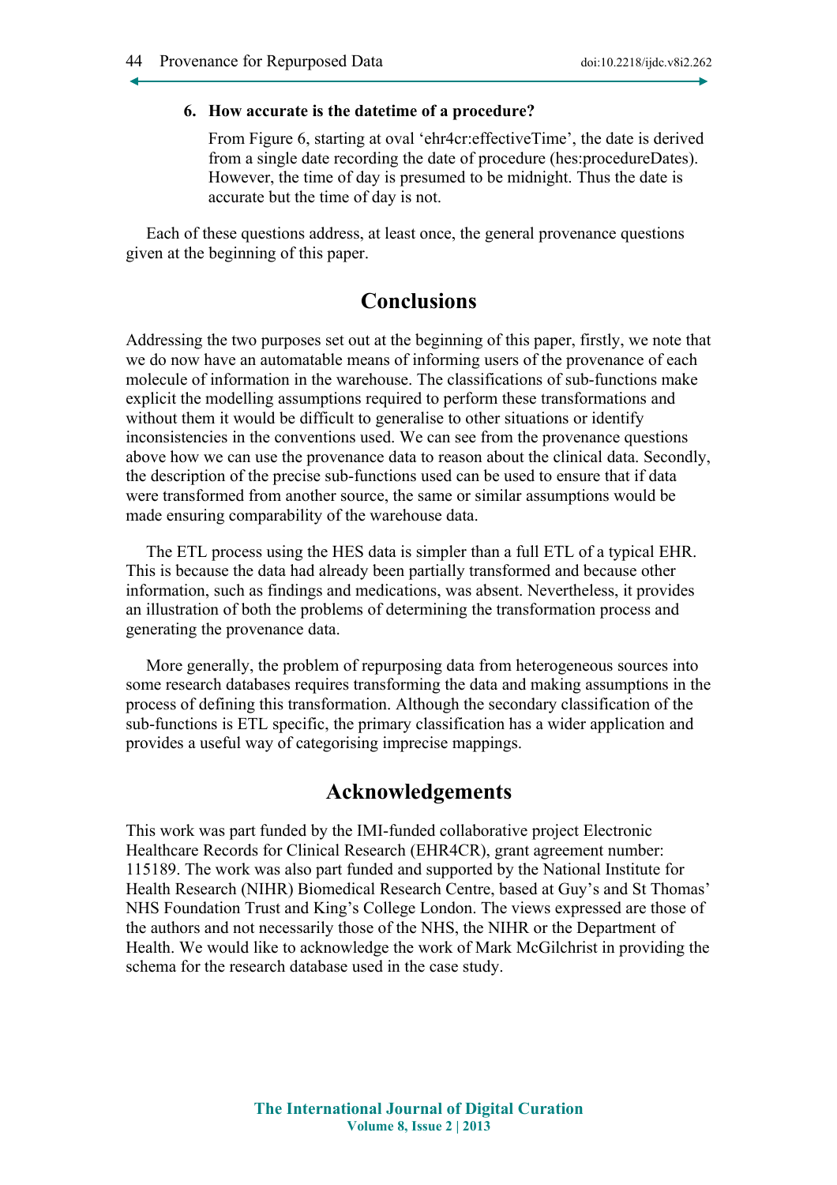6. **How accurate is the datetime of a procedure?**

   From Figure 6, starting at oval 'ehr4cr:effectiveTime', the date is derived from a single date recording the date of procedure (hes:procedureDates). However, the time of day is presumed to be midnight. Thus the date is accurate but the time of day is not.

Each of these questions address, at least once, the general provenance questions given at the beginning of this paper.

## Conclusions

Addressing the two purposes set out at the beginning of this paper, firstly, we note that we do now have an automatable means of informing users of the provenance of each molecule of information in the warehouse. The classifications of sub-functions make explicit the modelling assumptions required to perform these transformations and without them it would be difficult to generalise to other situations or identify inconsistencies in the conventions used. We can see from the provenance questions above how we can use the provenance data to reason about the clinical data. Secondly, the description of the precise sub-functions used can be used to ensure that if data were transformed from another source, the same or similar assumptions would be made ensuring comparability of the warehouse data.

The ETL process using the HES data is simpler than a full ETL of a typical EHR. This is because the data had already been partially transformed and because other information, such as findings and medications, was absent. Nevertheless, it provides an illustration of both the problems of determining the transformation process and generating the provenance data.

More generally, the problem of repurposing data from heterogeneous sources into some research databases requires transforming the data and making assumptions in the process of defining this transformation. Although the secondary classification of the sub-functions is ETL specific, the primary classification has a wider application and provides a useful way of categorising imprecise mappings.

## Acknowledgements

This work was part funded by the IMI-funded collaborative project Electronic Healthcare Records for Clinical Research (EHR4CR), grant agreement number: 115189. The work was also part funded and supported by the National Institute for Health Research (NIHR) Biomedical Research Centre, based at Guy's and St Thomas' NHS Foundation Trust and King's College London. The views expressed are those of the authors and not necessarily those of the NHS, the NIHR or the Department of Health. We would like to acknowledge the work of Mark McGilchrist in providing the schema for the research database used in the case study.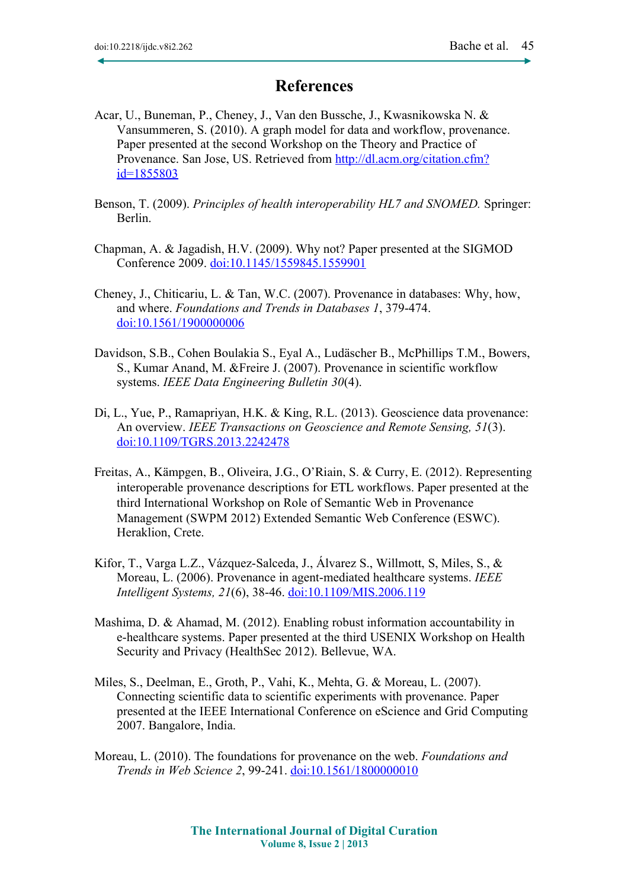# References

Acar, U., Buneman, P., Cheney, J., Van den Bussche, J., Kwasnikowska N. & Vansummeren, S. (2010). A graph model for data and workflow, provenance. Paper presented at the second Workshop on the Theory and Practice of Provenance. San Jose, US. Retrieved from http://dl.acm.org/citation.cfm?id=1855803

Benson, T. (2009). *Principles of health interoperability HL7 and SNOMED.* Springer: Berlin.

Chapman, A. & Jagadish, H.V. (2009). Why not? Paper presented at the SIGMOD Conference 2009. doi:10.1145/1559845.1559901

Cheney, J., Chiticariu, L. & Tan, W.C. (2007). Provenance in databases: Why, how, and where. *Foundations and Trends in Databases 1*, 379-474. doi:10.1561/1900000006

Davidson, S.B., Cohen Boulakia S., Eyal A., Ludäscher B., McPhillips T.M., Bowers, S., Kumar Anand, M. &Freire J. (2007). Provenance in scientific workflow systems. *IEEE Data Engineering Bulletin 30*(4).

Di, L., Yue, P., Ramapriyan, H.K. & King, R.L. (2013). Geoscience data provenance: An overview. *IEEE Transactions on Geoscience and Remote Sensing, 51*(3). doi:10.1109/TGRS.2013.2242478

Freitas, A., Kämpgen, B., Oliveira, J.G., O'Riain, S. & Curry, E. (2012). Representing interoperable provenance descriptions for ETL workflows. Paper presented at the third International Workshop on Role of Semantic Web in Provenance Management (SWPM 2012) Extended Semantic Web Conference (ESWC). Heraklion, Crete.

Kifor, T., Varga L.Z., Vázquez-Salceda, J., Álvarez S., Willmott, S, Miles, S., & Moreau, L. (2006). Provenance in agent-mediated healthcare systems. *IEEE Intelligent Systems, 21*(6), 38-46. doi:10.1109/MIS.2006.119

Mashima, D. & Ahamad, M. (2012). Enabling robust information accountability in e-healthcare systems. Paper presented at the third USENIX Workshop on Health Security and Privacy (HealthSec 2012). Bellevue, WA.

Miles, S., Deelman, E., Groth, P., Vahi, K., Mehta, G. & Moreau, L. (2007). Connecting scientific data to scientific experiments with provenance. Paper presented at the IEEE International Conference on eScience and Grid Computing 2007. Bangalore, India.

Moreau, L. (2010). The foundations for provenance on the web. *Foundations and Trends in Web Science 2*, 99-241. doi:10.1561/1800000010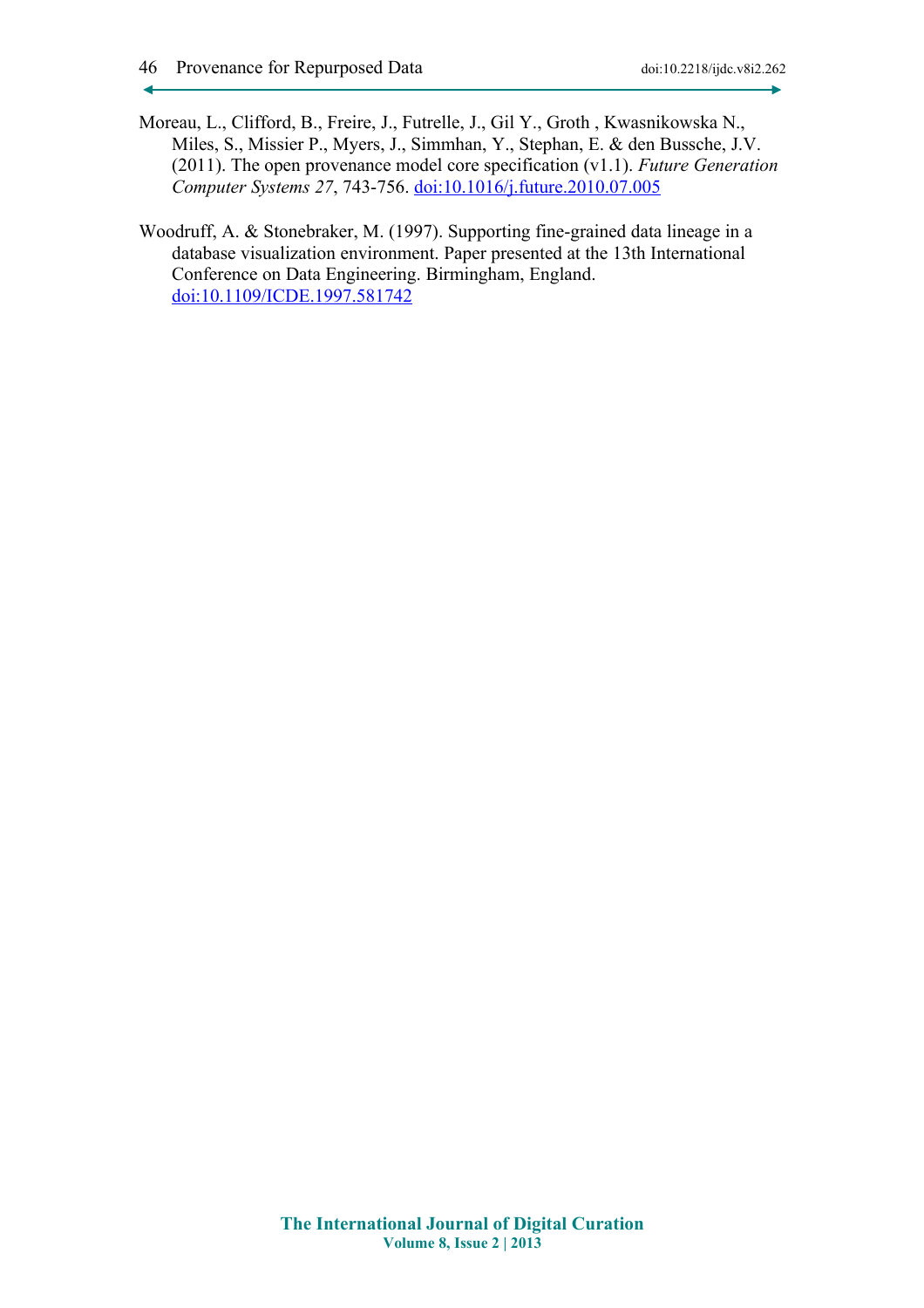Moreau, L., Clifford, B., Freire, J., Futrelle, J., Gil Y., Groth , Kwasnikowska N., Miles, S., Missier P., Myers, J., Simmhan, Y., Stephan, E. & den Bussche, J.V. (2011). The open provenance model core specification (v1.1). *Future Generation Computer Systems 27*, 743-756. doi:10.1016/j.future.2010.07.005

Woodruff, A. & Stonebraker, M. (1997). Supporting fine-grained data lineage in a database visualization environment. Paper presented at the 13th International Conference on Data Engineering. Birmingham, England. doi:10.1109/ICDE.1997.581742